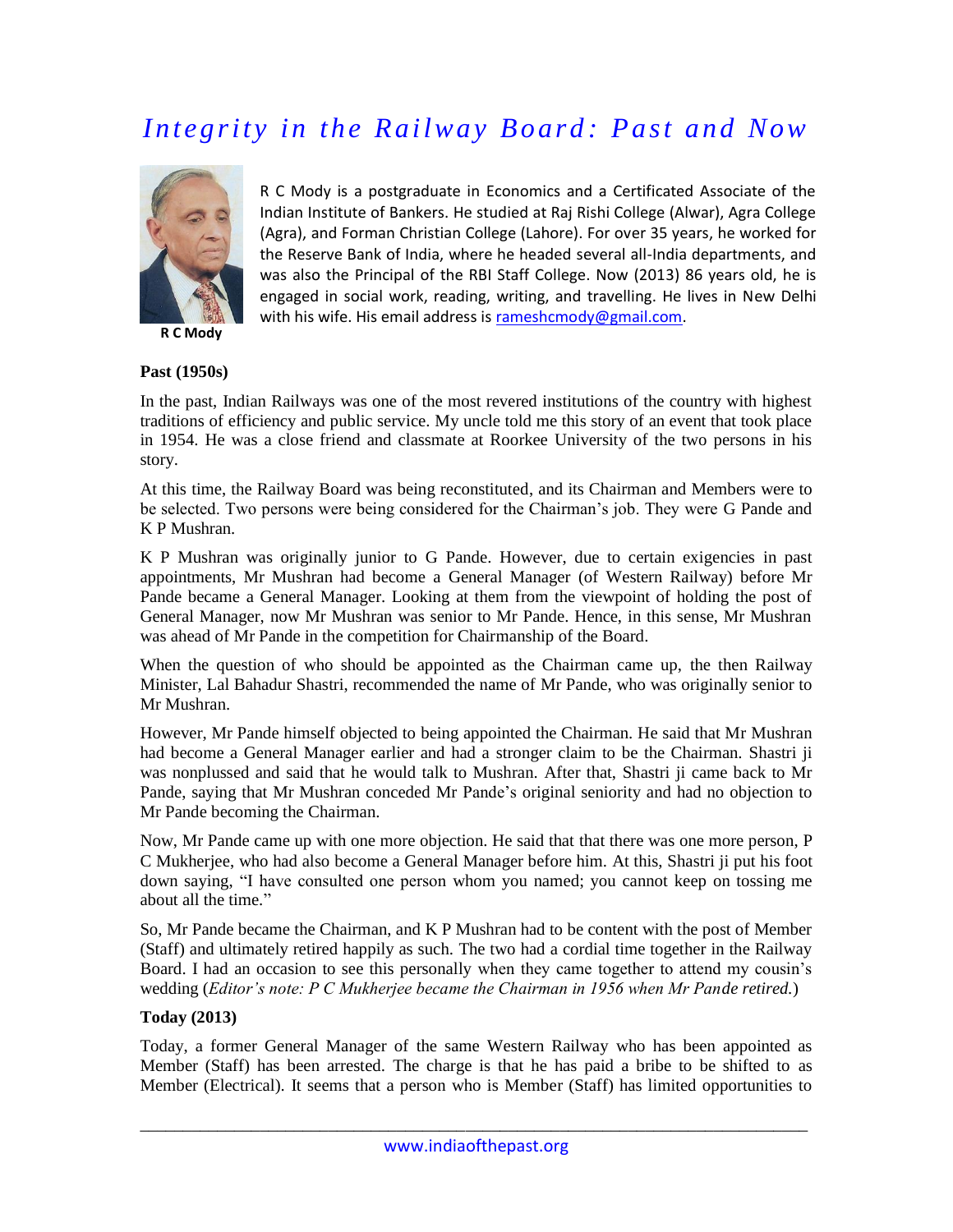# *Integrity in the Railway Board: Past and Now*

R C Mody

R C Mody is a postgraduate in Economics and a Certificated Associate of the Indian Institute of Bankers. He studied at Raj Rishi College (Alwar), Agra College (Agra), and Forman Christian College (Lahore). For over 35 years, he worked for the Reserve Bank of India, where he headed several all-India departments, and was also the Principal of the RBI Staff College. Now (2013) 86 years old, he is engaged in social work, reading, writing, and travelling. He lives in New Delhi with his wife. His email address is rameshcmody@gmail.com.

**Past (1950s)**

In the past, Indian Railways was one of the most revered institutions of the country with highest traditions of efficiency and public service. My uncle told me this story of an event that took place in 1954. He was a close friend and classmate at Roorkee University of the two persons in his story.

At this time, the Railway Board was being reconstituted, and its Chairman and Members were to be selected. Two persons were being considered for the Chairman's job. They were G Pande and K P Mushran.

K P Mushran was originally junior to G Pande. However, due to certain exigencies in past appointments, Mr Mushran had become a General Manager (of Western Railway) before Mr Pande became a General Manager. Looking at them from the viewpoint of holding the post of General Manager, now Mr Mushran was senior to Mr Pande. Hence, in this sense, Mr Mushran was ahead of Mr Pande in the competition for Chairmanship of the Board.

When the question of who should be appointed as the Chairman came up, the then Railway Minister, Lal Bahadur Shastri, recommended the name of Mr Pande, who was originally senior to Mr Mushran.

However, Mr Pande himself objected to being appointed the Chairman. He said that Mr Mushran had become a General Manager earlier and had a stronger claim to be the Chairman. Shastri ji was nonplussed and said that he would talk to Mushran. After that, Shastri ji came back to Mr Pande, saying that Mr Mushran conceded Mr Pande's original seniority and had no objection to Mr Pande becoming the Chairman.

Now, Mr Pande came up with one more objection. He said that that there was one more person, P C Mukherjee, who had also become a General Manager before him. At this, Shastri ji put his foot down saying, "I have consulted one person whom you named; you cannot keep on tossing me about all the time."

So, Mr Pande became the Chairman, and K P Mushran had to be content with the post of Member (Staff) and ultimately retired happily as such. The two had a cordial time together in the Railway Board. I had an occasion to see this personally when they came together to attend my cousin's wedding (*Editor's note: P C Mukherjee became the Chairman in 1956 when Mr Pande retired.*)

**Today (2013)**

Today, a former General Manager of the same Western Railway who has been appointed as Member (Staff) has been arrested. The charge is that he has paid a bribe to be shifted to as Member (Electrical). It seems that a person who is Member (Staff) has limited opportunities to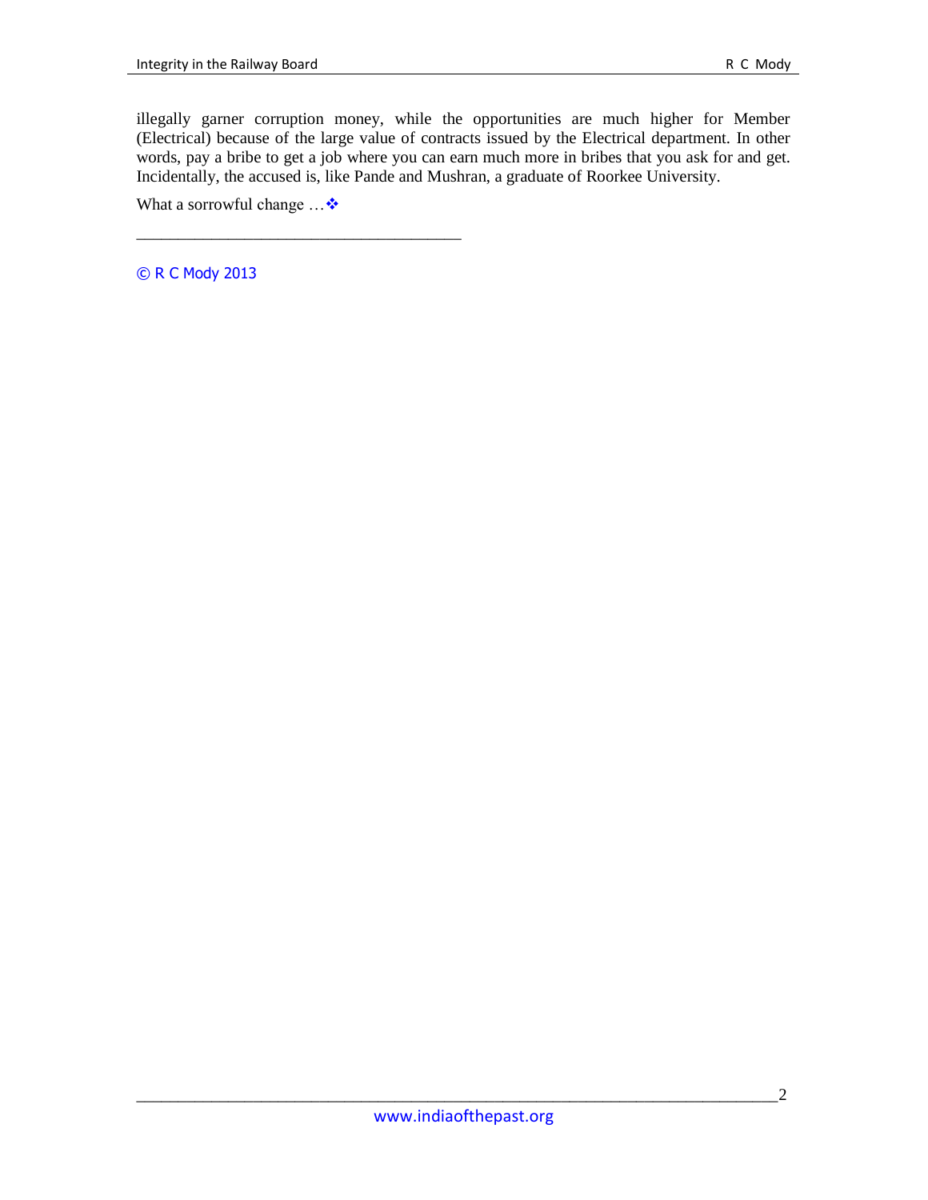illegally garner corruption money, while the opportunities are much higher for Member (Electrical) because of the large value of contracts issued by the Electrical department. In other words, pay a bribe to get a job where you can earn much more in bribes that you ask for and get. Incidentally, the accused is, like Pande and Mushran, a graduate of Roorkee University.

What a sorrowful change …❖

---

© R C Mody 2013